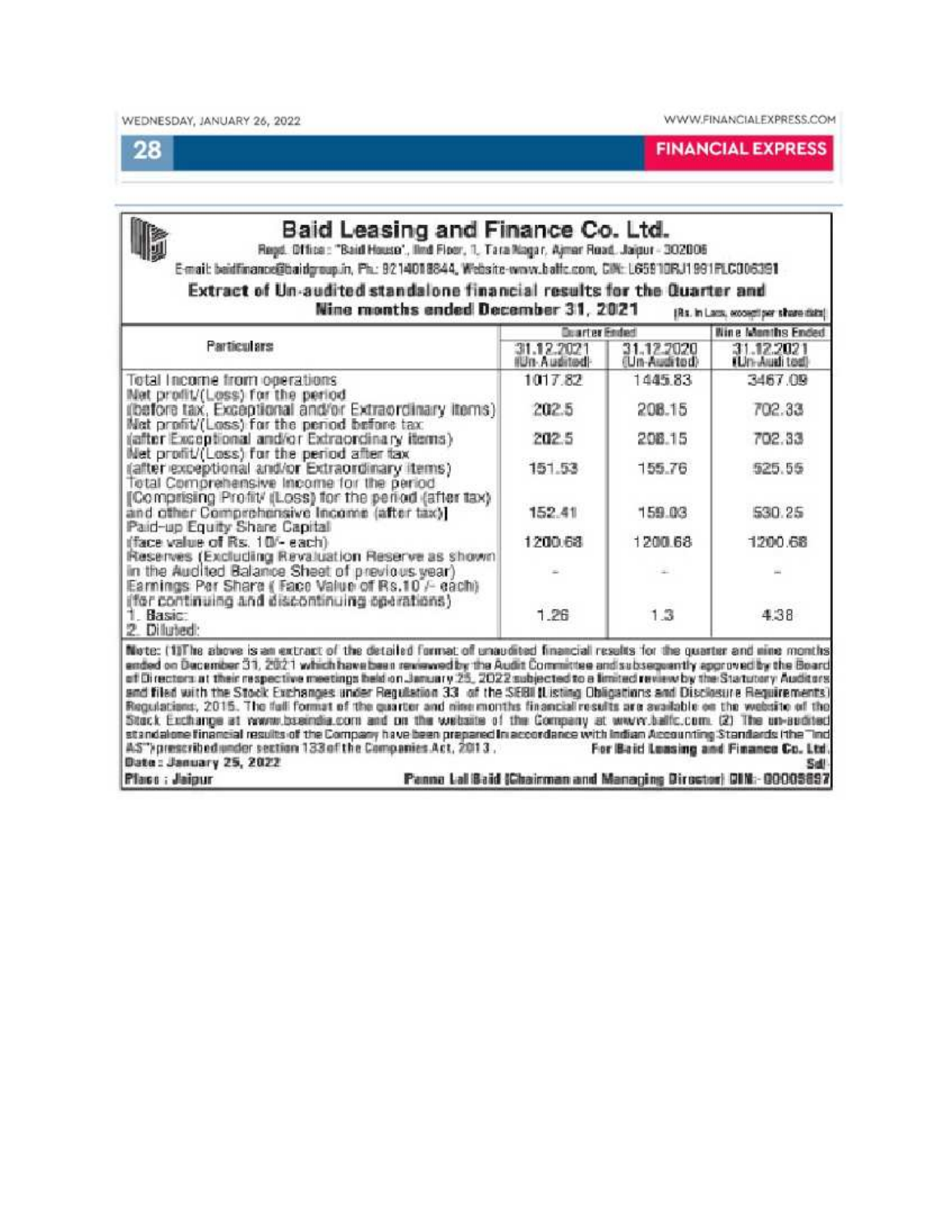# Baid Leasing and Finance Co. Ltd.

Regd. Office : "Baid House", IInd Floor, 1, Tara Nagar, Ajmer Road, Jaipur - 302006

E-mail: baidfinance@baidgroup.in, Ph.: 9214018844, Website-www.balfc.com, CIN: L65910RJ1991PLC006391

## Extract of Un-audited standalone financial results for the Quarter and Nine months ended December 31, 2021

(Rs. In Lacs, except per share data)

| Particulars | Quarter Ended | | Nine Months Ended |
|---|---|---|---|
| | 31.12.2021 (Un-Audited) | 31.12.2020 (Un-Audited) | 31.12.2021 (Un-Audited) |
| Total Income from operations | 1017.82 | 1445.83 | 3467.09 |
| Net profit/(Loss) for the period (before tax, Exceptional and/or Extraordinary items) | 202.5 | 208.15 | 702.33 |
| Net profit/(Loss) for the period before tax (after Exceptional and/or Extraordinary items) | 202.5 | 208.15 | 702.33 |
| Net profit/(Loss) for the period after tax (after exceptional and/or Extraordinary items) | 151.53 | 155.76 | 525.55 |
| Total Comprehensive Income for the period [Comprising Profit/ (Loss) for the period (after tax) and other Comprehensive Income (after tax)] | 152.41 | 159.03 | 530.25 |
| Paid-up Equity Share Capital (face value of Rs. 10/- each) | 1200.68 | 1200.68 | 1200.68 |
| Reserves (Excluding Revaluation Reserve as shown in the Audited Balance Sheet of previous year) | - | - | - |
| Earnings Per Share ( Face Value of Rs.10 /- each) (for continuing and discontinuing operations) 1. Basic: 2. Diluted: | 1.26 | 1.3 | 4.38 |

Note: (1)The above is an extract of the detailed format of unaudited financial results for the quarter and nine months ended on December 31, 2021 which have been reviewed by the Audit Committee and subsequently approved by the Board of Directors at their respective meetings held on January 25, 2022 subjected to a limited review by the Statutory Auditors and filed with the Stock Exchanges under Regulation 33 of the SEBI (Listing Obligations and Disclosure Requirements) Regulations, 2015. The full format of the quarter and nine months financial results are available on the website of the Stock Exchange at www.bseindia.com and on the website of the Company at www.balfc.com. (2) The un-audited standalone financial results of the Company have been prepared in accordance with Indian Accounting Standards ("the "Ind AS") prescribed under section 133 of the Companies Act, 2013.

For Baid Leasing and Finance Co. Ltd.

Sd/-

Date : January 25, 2022

Place : Jaipur

Panna Lal Baid (Chairman and Managing Director) DIN:- 00009897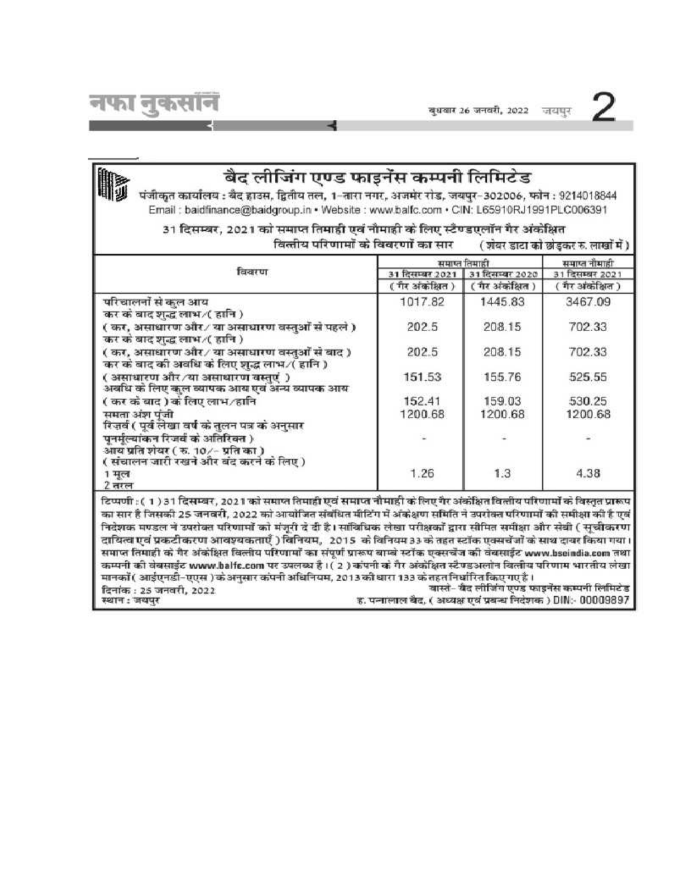# बैद लीजिंग एण्ड फाइनेंस कम्पनी लिमिटेड

पंजीकृत कार्यालय : बैद हाउस, द्वितीय तल, 1-तारा नगर, अजमेर रोड, जयपुर-302006, फोन : 9214018844
Email : baidfinance@baidgroup.in • Website : www.balfc.com • CIN: L65910RJ1991PLC006391

**31 दिसम्बर, 2021 को समाप्त तिमाही एवं नौमाही के लिए स्टैण्डएलॉन गैर अंकेक्षित वित्तीय परिणामों के विवरणों का सार** (शेयर डाटा को छोड़कर रु. लाखों में)

| विवरण | समाप्त तिमाही | | समाप्त नौमाही |
|---|---|---|---|
| | 31 दिसम्बर 2021 (गैर अंकेक्षित) | 31 दिसम्बर 2020 (गैर अंकेक्षित) | 31 दिसम्बर 2021 (गैर अंकेक्षित) |
| परिचालनों से कुल आय | 1017.82 | 1445.83 | 3467.09 |
| कर के बाद शुद्ध लाभ/(हानि) (कर, असाधारण और/या असाधारण वस्तुओं से पहले) | 202.5 | 208.15 | 702.33 |
| कर के बाद शुद्ध लाभ/(हानि) (कर, असाधारण और/या असाधारण वस्तुओं से बाद) | 202.5 | 208.15 | 702.33 |
| कर के बाद की अवधि के लिए शुद्ध लाभ/(हानि) (असाधारण और/या असाधारण वस्तुएं) | 151.53 | 155.76 | 525.55 |
| अवधि के लिए कुल व्यापक आय एवं अन्य व्यापक आय (कर के बाद) के लिए लाभ/हानि | 152.41 | 159.03 | 530.25 |
| समता अंश पूंजी | 1200.68 | 1200.68 | 1200.68 |
| रिज़र्व (पूर्व लेखा वर्ष के तुलन पत्र के अनुसार पुनर्मूल्यांकन रिजर्व के अतिरिक्त) | - | - | - |
| आय प्रति शेयर (रु. 10/- प्रति का) (संचालन जारी रखने और बंद करने के लिए) 1 मूल 2 तरल | 1.26 | 1.3 | 4.38 |

टिप्पणी : (1) 31 दिसम्बर, 2021 को समाप्त तिमाही एवं समाप्त नौमाही के लिए गैर अंकेक्षित वित्तीय परिणामों के विस्तृत प्रारूप का सार है जिसकी 25 जनवरी, 2022 को आयोजित संबंधित मीटिंग में अंकेक्षण समिति ने उपरोक्त परिणामों की समीक्षा की है एवं निदेशक मण्डल ने उपरोक्त परिणामों को मंजूरी दे दी है। सांविधिक लेखा परीक्षकों द्वारा सीमित समीक्षा और सेबी (सूचीकरण दायित्व एवं प्रकटीकरण आवश्यकताएँ) विनियम, 2015 के विनियम 33 के तहत स्टॉक एक्सचेंजों के साथ दायर किया गया। समाप्त तिमाही के गैर अंकेक्षित वित्तीय परिणामों का संपूर्ण प्रारूप बाम्बे स्टॉक एक्सचेंज की वेबसाईट www.bseindia.com तथा कम्पनी की वेबसाईट www.balfc.com पर उपलब्ध है। (2) कंपनी के गैर अंकेक्षित स्टैण्डअलोन वित्तीय परिणाम भारतीय लेखा मानकों (आईएनडी-एएस) के अनुसार कंपनी अधिनियम, 2013 की धारा 133 के तहत निर्धारित किए गए है।

दिनांक : 25 जनवरी, 2022
स्थान : जयपुर

वास्ते- बैद लीजिंग एण्ड फाइनेंस कम्पनी लिमिटेड
ह. पन्नालाल बैद, (अध्यक्ष एवं प्रबन्ध निदेशक) DIN:- 00009897